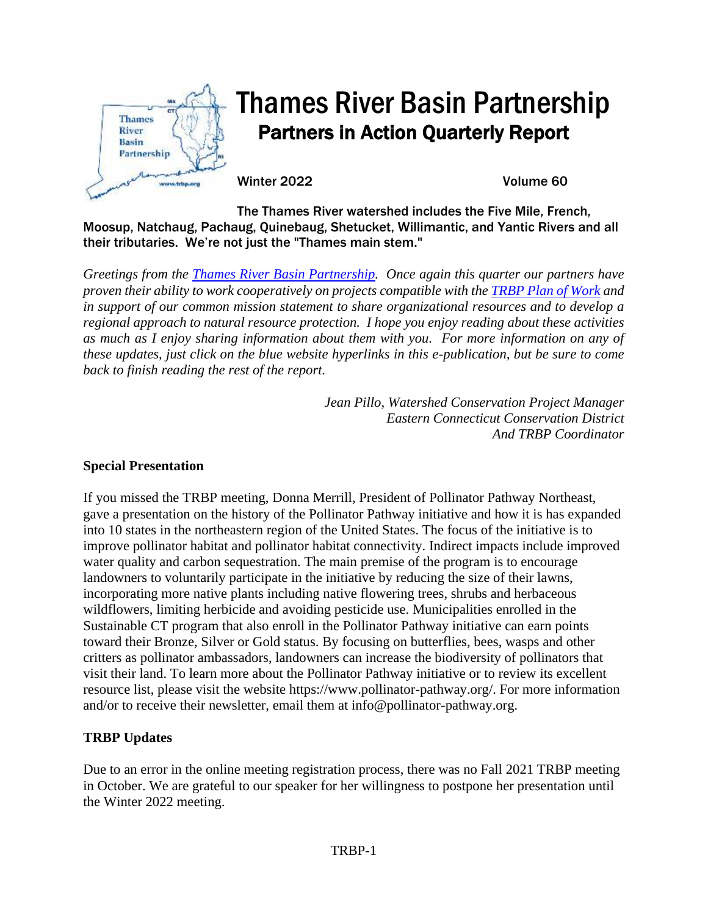# Thames River Basin Partnership

## Partners in Action Quarterly Report

Winter 2022 Volume 60

The Thames River watershed includes the Five Mile, French, Moosup, Natchaug, Pachaug, Quinebaug, Shetucket, Willimantic, and Yantic Rivers and all their tributaries. We're not just the "Thames main stem."

*Greetings from the Thames River Basin Partnership. Once again this quarter our partners have proven their ability to work cooperatively on projects compatible with the TRBP Plan of Work and in support of our common mission statement to share organizational resources and to develop a regional approach to natural resource protection. I hope you enjoy reading about these activities as much as I enjoy sharing information about them with you. For more information on any of these updates, just click on the blue website hyperlinks in this e-publication, but be sure to come back to finish reading the rest of the report.*

*Jean Pillo, Watershed Conservation Project Manager*
*Eastern Connecticut Conservation District*
*And TRBP Coordinator*

**Special Presentation**

If you missed the TRBP meeting, Donna Merrill, President of Pollinator Pathway Northeast, gave a presentation on the history of the Pollinator Pathway initiative and how it is has expanded into 10 states in the northeastern region of the United States. The focus of the initiative is to improve pollinator habitat and pollinator habitat connectivity. Indirect impacts include improved water quality and carbon sequestration. The main premise of the program is to encourage landowners to voluntarily participate in the initiative by reducing the size of their lawns, incorporating more native plants including native flowering trees, shrubs and herbaceous wildflowers, limiting herbicide and avoiding pesticide use. Municipalities enrolled in the Sustainable CT program that also enroll in the Pollinator Pathway initiative can earn points toward their Bronze, Silver or Gold status. By focusing on butterflies, bees, wasps and other critters as pollinator ambassadors, landowners can increase the biodiversity of pollinators that visit their land. To learn more about the Pollinator Pathway initiative or to review its excellent resource list, please visit the website https://www.pollinator-pathway.org/. For more information and/or to receive their newsletter, email them at info@pollinator-pathway.org.

**TRBP Updates**

Due to an error in the online meeting registration process, there was no Fall 2021 TRBP meeting in October. We are grateful to our speaker for her willingness to postpone her presentation until the Winter 2022 meeting.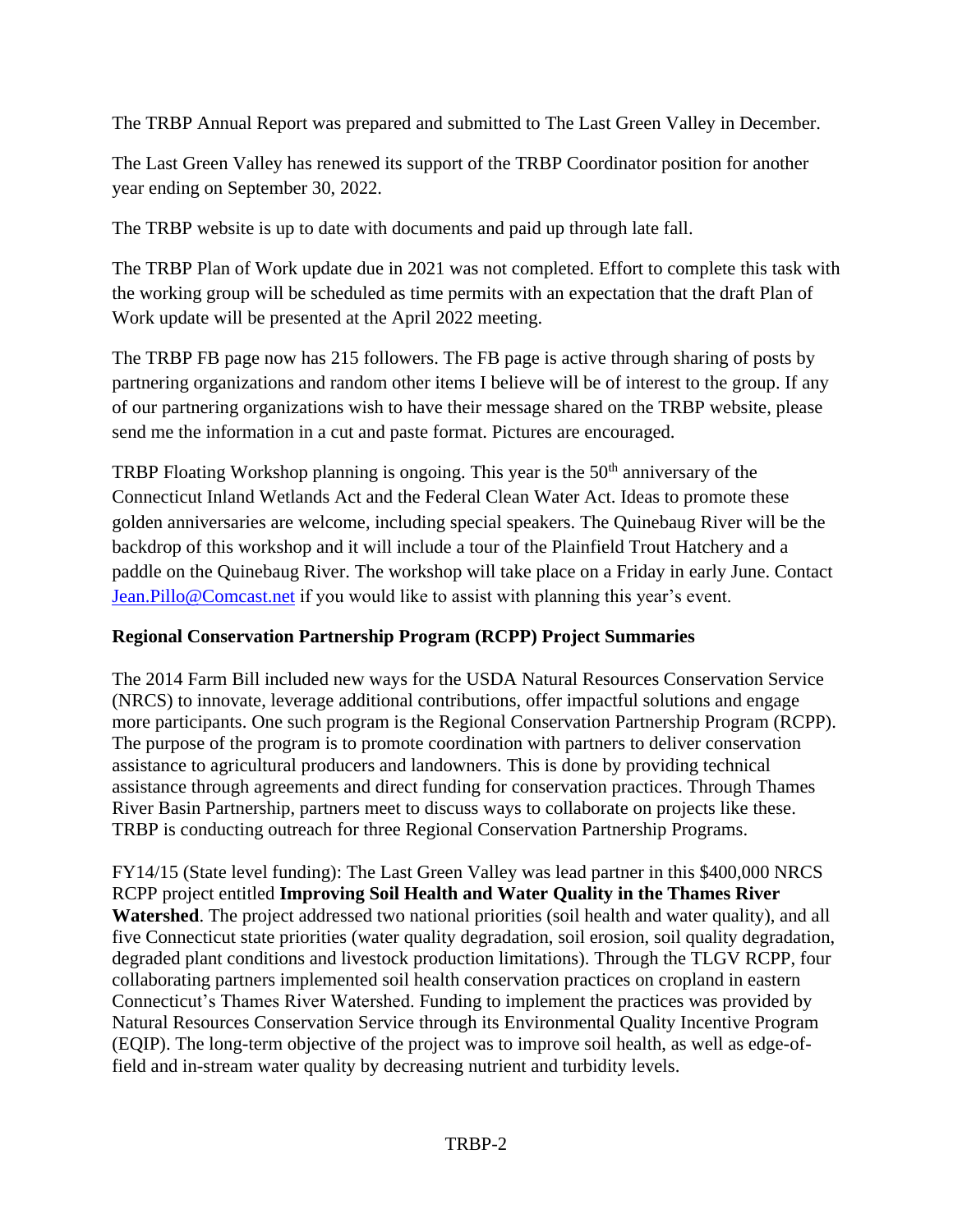The TRBP Annual Report was prepared and submitted to The Last Green Valley in December.

The Last Green Valley has renewed its support of the TRBP Coordinator position for another year ending on September 30, 2022.

The TRBP website is up to date with documents and paid up through late fall.

The TRBP Plan of Work update due in 2021 was not completed. Effort to complete this task with the working group will be scheduled as time permits with an expectation that the draft Plan of Work update will be presented at the April 2022 meeting.

The TRBP FB page now has 215 followers. The FB page is active through sharing of posts by partnering organizations and random other items I believe will be of interest to the group. If any of our partnering organizations wish to have their message shared on the TRBP website, please send me the information in a cut and paste format. Pictures are encouraged.

TRBP Floating Workshop planning is ongoing. This year is the 50th anniversary of the Connecticut Inland Wetlands Act and the Federal Clean Water Act. Ideas to promote these golden anniversaries are welcome, including special speakers. The Quinebaug River will be the backdrop of this workshop and it will include a tour of the Plainfield Trout Hatchery and a paddle on the Quinebaug River. The workshop will take place on a Friday in early June. Contact Jean.Pillo@Comcast.net if you would like to assist with planning this year's event.

**Regional Conservation Partnership Program (RCPP) Project Summaries**

The 2014 Farm Bill included new ways for the USDA Natural Resources Conservation Service (NRCS) to innovate, leverage additional contributions, offer impactful solutions and engage more participants. One such program is the Regional Conservation Partnership Program (RCPP). The purpose of the program is to promote coordination with partners to deliver conservation assistance to agricultural producers and landowners. This is done by providing technical assistance through agreements and direct funding for conservation practices. Through Thames River Basin Partnership, partners meet to discuss ways to collaborate on projects like these. TRBP is conducting outreach for three Regional Conservation Partnership Programs.

FY14/15 (State level funding): The Last Green Valley was lead partner in this $400,000 NRCS RCPP project entitled **Improving Soil Health and Water Quality in the Thames River Watershed**. The project addressed two national priorities (soil health and water quality), and all five Connecticut state priorities (water quality degradation, soil erosion, soil quality degradation, degraded plant conditions and livestock production limitations). Through the TLGV RCPP, four collaborating partners implemented soil health conservation practices on cropland in eastern Connecticut's Thames River Watershed. Funding to implement the practices was provided by Natural Resources Conservation Service through its Environmental Quality Incentive Program (EQIP). The long-term objective of the project was to improve soil health, as well as edge-of-field and in-stream water quality by decreasing nutrient and turbidity levels.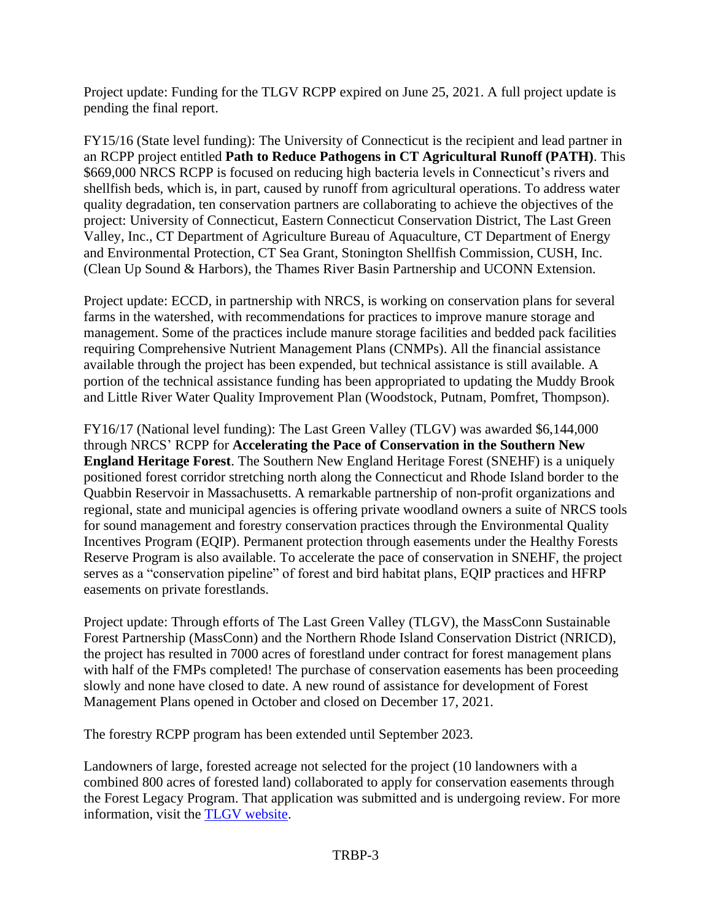Project update: Funding for the TLGV RCPP expired on June 25, 2021. A full project update is pending the final report.

FY15/16 (State level funding): The University of Connecticut is the recipient and lead partner in an RCPP project entitled **Path to Reduce Pathogens in CT Agricultural Runoff (PATH)**. This $669,000 NRCS RCPP is focused on reducing high bacteria levels in Connecticut's rivers and shellfish beds, which is, in part, caused by runoff from agricultural operations. To address water quality degradation, ten conservation partners are collaborating to achieve the objectives of the project: University of Connecticut, Eastern Connecticut Conservation District, The Last Green Valley, Inc., CT Department of Agriculture Bureau of Aquaculture, CT Department of Energy and Environmental Protection, CT Sea Grant, Stonington Shellfish Commission, CUSH, Inc. (Clean Up Sound & Harbors), the Thames River Basin Partnership and UCONN Extension.

Project update: ECCD, in partnership with NRCS, is working on conservation plans for several farms in the watershed, with recommendations for practices to improve manure storage and management. Some of the practices include manure storage facilities and bedded pack facilities requiring Comprehensive Nutrient Management Plans (CNMPs). All the financial assistance available through the project has been expended, but technical assistance is still available. A portion of the technical assistance funding has been appropriated to updating the Muddy Brook and Little River Water Quality Improvement Plan (Woodstock, Putnam, Pomfret, Thompson).

FY16/17 (National level funding): The Last Green Valley (TLGV) was awarded $6,144,000 through NRCS' RCPP for **Accelerating the Pace of Conservation in the Southern New England Heritage Forest**. The Southern New England Heritage Forest (SNEHF) is a uniquely positioned forest corridor stretching north along the Connecticut and Rhode Island border to the Quabbin Reservoir in Massachusetts. A remarkable partnership of non-profit organizations and regional, state and municipal agencies is offering private woodland owners a suite of NRCS tools for sound management and forestry conservation practices through the Environmental Quality Incentives Program (EQIP). Permanent protection through easements under the Healthy Forests Reserve Program is also available. To accelerate the pace of conservation in SNEHF, the project serves as a "conservation pipeline" of forest and bird habitat plans, EQIP practices and HFRP easements on private forestlands.

Project update: Through efforts of The Last Green Valley (TLGV), the MassConn Sustainable Forest Partnership (MassConn) and the Northern Rhode Island Conservation District (NRICD), the project has resulted in 7000 acres of forestland under contract for forest management plans with half of the FMPs completed! The purchase of conservation easements has been proceeding slowly and none have closed to date. A new round of assistance for development of Forest Management Plans opened in October and closed on December 17, 2021.

The forestry RCPP program has been extended until September 2023.

Landowners of large, forested acreage not selected for the project (10 landowners with a combined 800 acres of forested land) collaborated to apply for conservation easements through the Forest Legacy Program. That application was submitted and is undergoing review. For more information, visit the [TLGV website](https://www.tlgv.org).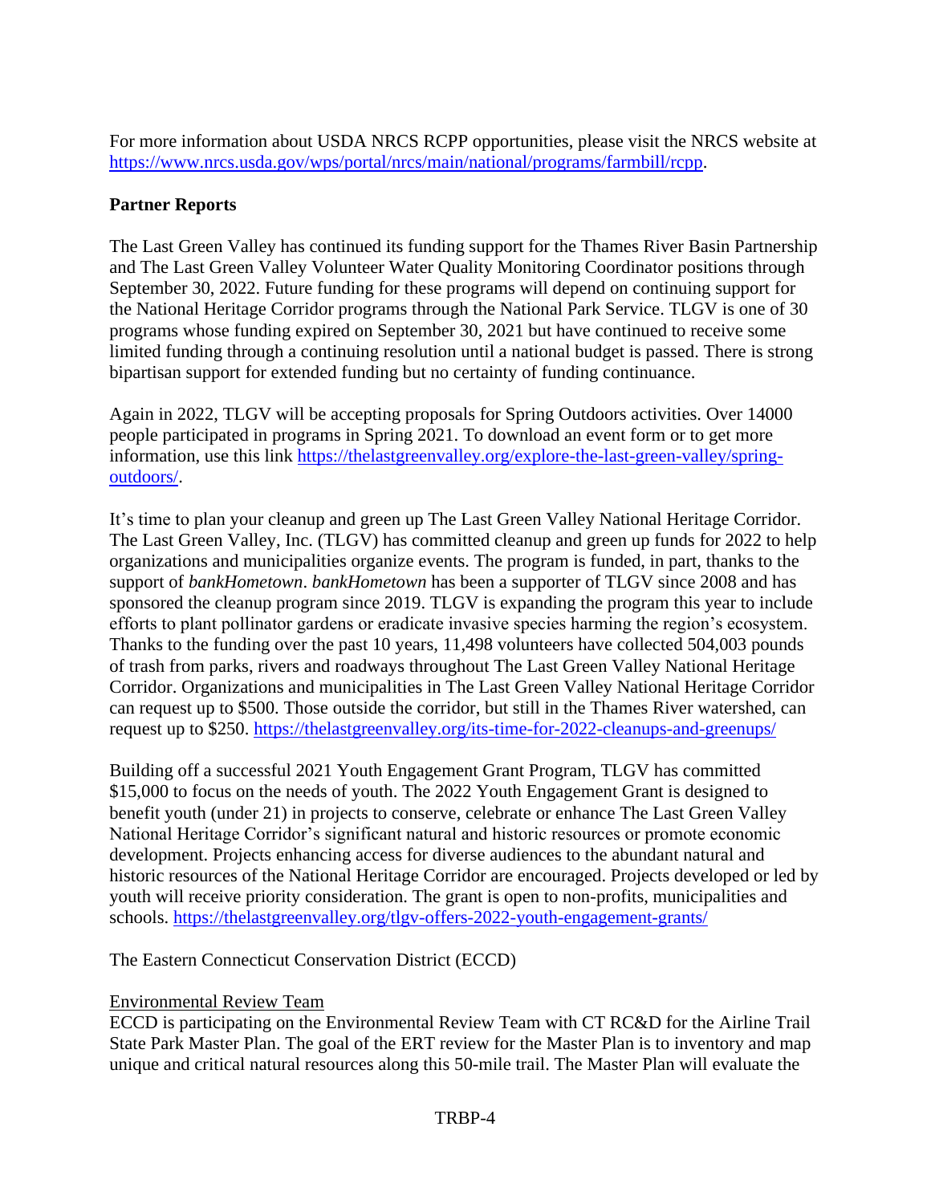For more information about USDA NRCS RCPP opportunities, please visit the NRCS website at https://www.nrcs.usda.gov/wps/portal/nrcs/main/national/programs/farmbill/rcpp.

**Partner Reports**

The Last Green Valley has continued its funding support for the Thames River Basin Partnership and The Last Green Valley Volunteer Water Quality Monitoring Coordinator positions through September 30, 2022. Future funding for these programs will depend on continuing support for the National Heritage Corridor programs through the National Park Service. TLGV is one of 30 programs whose funding expired on September 30, 2021 but have continued to receive some limited funding through a continuing resolution until a national budget is passed. There is strong bipartisan support for extended funding but no certainty of funding continuance.

Again in 2022, TLGV will be accepting proposals for Spring Outdoors activities. Over 14000 people participated in programs in Spring 2021. To download an event form or to get more information, use this link https://thelastgreenvalley.org/explore-the-last-green-valley/spring-outdoors/.

It's time to plan your cleanup and green up The Last Green Valley National Heritage Corridor. The Last Green Valley, Inc. (TLGV) has committed cleanup and green up funds for 2022 to help organizations and municipalities organize events. The program is funded, in part, thanks to the support of *bankHometown*. *bankHometown* has been a supporter of TLGV since 2008 and has sponsored the cleanup program since 2019. TLGV is expanding the program this year to include efforts to plant pollinator gardens or eradicate invasive species harming the region's ecosystem. Thanks to the funding over the past 10 years, 11,498 volunteers have collected 504,003 pounds of trash from parks, rivers and roadways throughout The Last Green Valley National Heritage Corridor. Organizations and municipalities in The Last Green Valley National Heritage Corridor can request up to $500. Those outside the corridor, but still in the Thames River watershed, can request up to $250. https://thelastgreenvalley.org/its-time-for-2022-cleanups-and-greenups/

Building off a successful 2021 Youth Engagement Grant Program, TLGV has committed $15,000 to focus on the needs of youth. The 2022 Youth Engagement Grant is designed to benefit youth (under 21) in projects to conserve, celebrate or enhance The Last Green Valley National Heritage Corridor's significant natural and historic resources or promote economic development. Projects enhancing access for diverse audiences to the abundant natural and historic resources of the National Heritage Corridor are encouraged. Projects developed or led by youth will receive priority consideration. The grant is open to non-profits, municipalities and schools. https://thelastgreenvalley.org/tlgv-offers-2022-youth-engagement-grants/

The Eastern Connecticut Conservation District (ECCD)

<u>Environmental Review Team</u>
ECCD is participating on the Environmental Review Team with CT RC&D for the Airline Trail State Park Master Plan. The goal of the ERT review for the Master Plan is to inventory and map unique and critical natural resources along this 50-mile trail. The Master Plan will evaluate the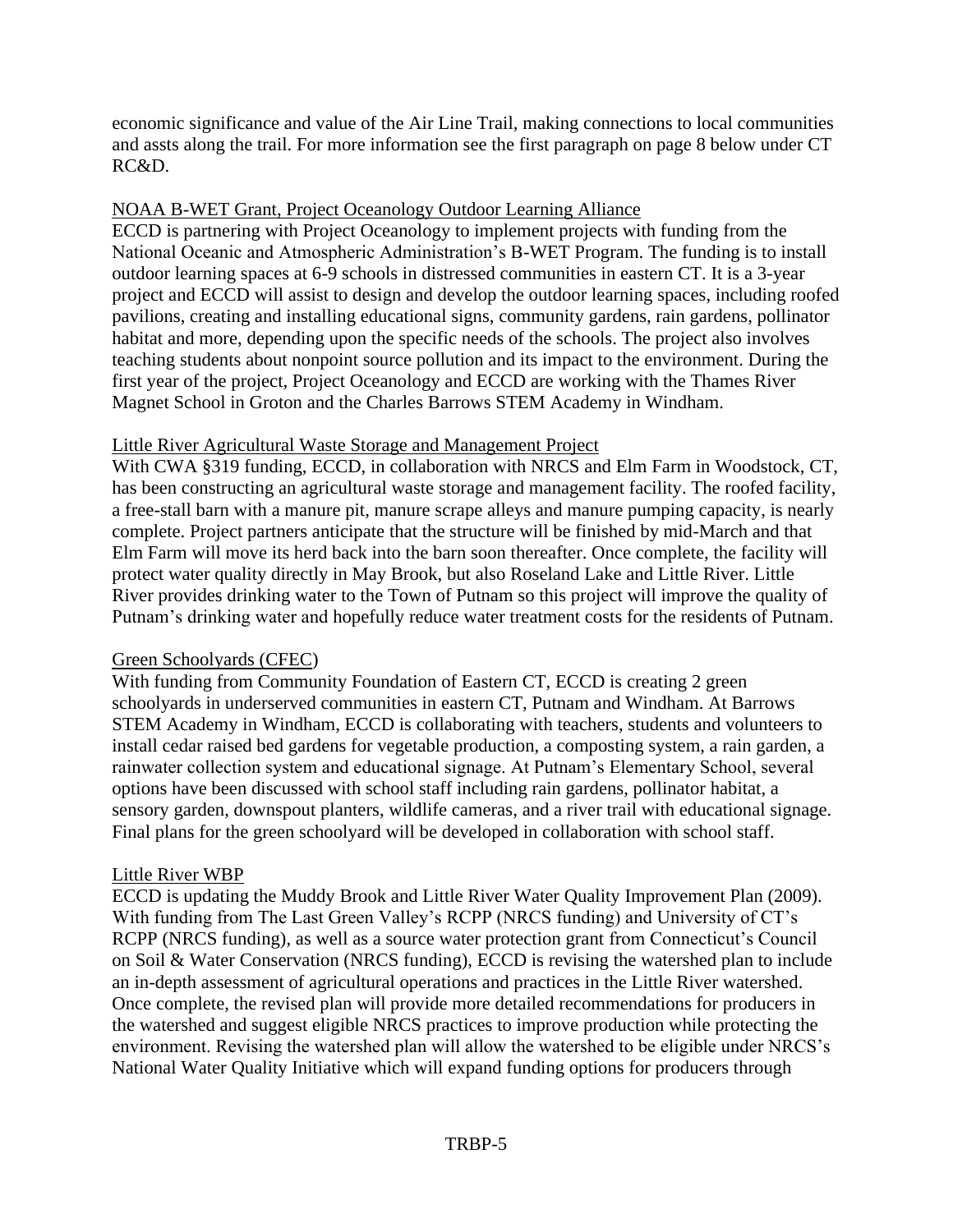economic significance and value of the Air Line Trail, making connections to local communities and assts along the trail. For more information see the first paragraph on page 8 below under CT RC&D.

<u>NOAA B-WET Grant, Project Oceanology Outdoor Learning Alliance</u>

ECCD is partnering with Project Oceanology to implement projects with funding from the National Oceanic and Atmospheric Administration's B-WET Program. The funding is to install outdoor learning spaces at 6-9 schools in distressed communities in eastern CT. It is a 3-year project and ECCD will assist to design and develop the outdoor learning spaces, including roofed pavilions, creating and installing educational signs, community gardens, rain gardens, pollinator habitat and more, depending upon the specific needs of the schools. The project also involves teaching students about nonpoint source pollution and its impact to the environment. During the first year of the project, Project Oceanology and ECCD are working with the Thames River Magnet School in Groton and the Charles Barrows STEM Academy in Windham.

<u>Little River Agricultural Waste Storage and Management Project</u>

With CWA §319 funding, ECCD, in collaboration with NRCS and Elm Farm in Woodstock, CT, has been constructing an agricultural waste storage and management facility. The roofed facility, a free-stall barn with a manure pit, manure scrape alleys and manure pumping capacity, is nearly complete. Project partners anticipate that the structure will be finished by mid-March and that Elm Farm will move its herd back into the barn soon thereafter. Once complete, the facility will protect water quality directly in May Brook, but also Roseland Lake and Little River. Little River provides drinking water to the Town of Putnam so this project will improve the quality of Putnam's drinking water and hopefully reduce water treatment costs for the residents of Putnam.

<u>Green Schoolyards (CFEC)</u>

With funding from Community Foundation of Eastern CT, ECCD is creating 2 green schoolyards in underserved communities in eastern CT, Putnam and Windham. At Barrows STEM Academy in Windham, ECCD is collaborating with teachers, students and volunteers to install cedar raised bed gardens for vegetable production, a composting system, a rain garden, a rainwater collection system and educational signage. At Putnam's Elementary School, several options have been discussed with school staff including rain gardens, pollinator habitat, a sensory garden, downspout planters, wildlife cameras, and a river trail with educational signage. Final plans for the green schoolyard will be developed in collaboration with school staff.

<u>Little River WBP</u>

ECCD is updating the Muddy Brook and Little River Water Quality Improvement Plan (2009). With funding from The Last Green Valley's RCPP (NRCS funding) and University of CT's RCPP (NRCS funding), as well as a source water protection grant from Connecticut's Council on Soil & Water Conservation (NRCS funding), ECCD is revising the watershed plan to include an in-depth assessment of agricultural operations and practices in the Little River watershed. Once complete, the revised plan will provide more detailed recommendations for producers in the watershed and suggest eligible NRCS practices to improve production while protecting the environment. Revising the watershed plan will allow the watershed to be eligible under NRCS's National Water Quality Initiative which will expand funding options for producers through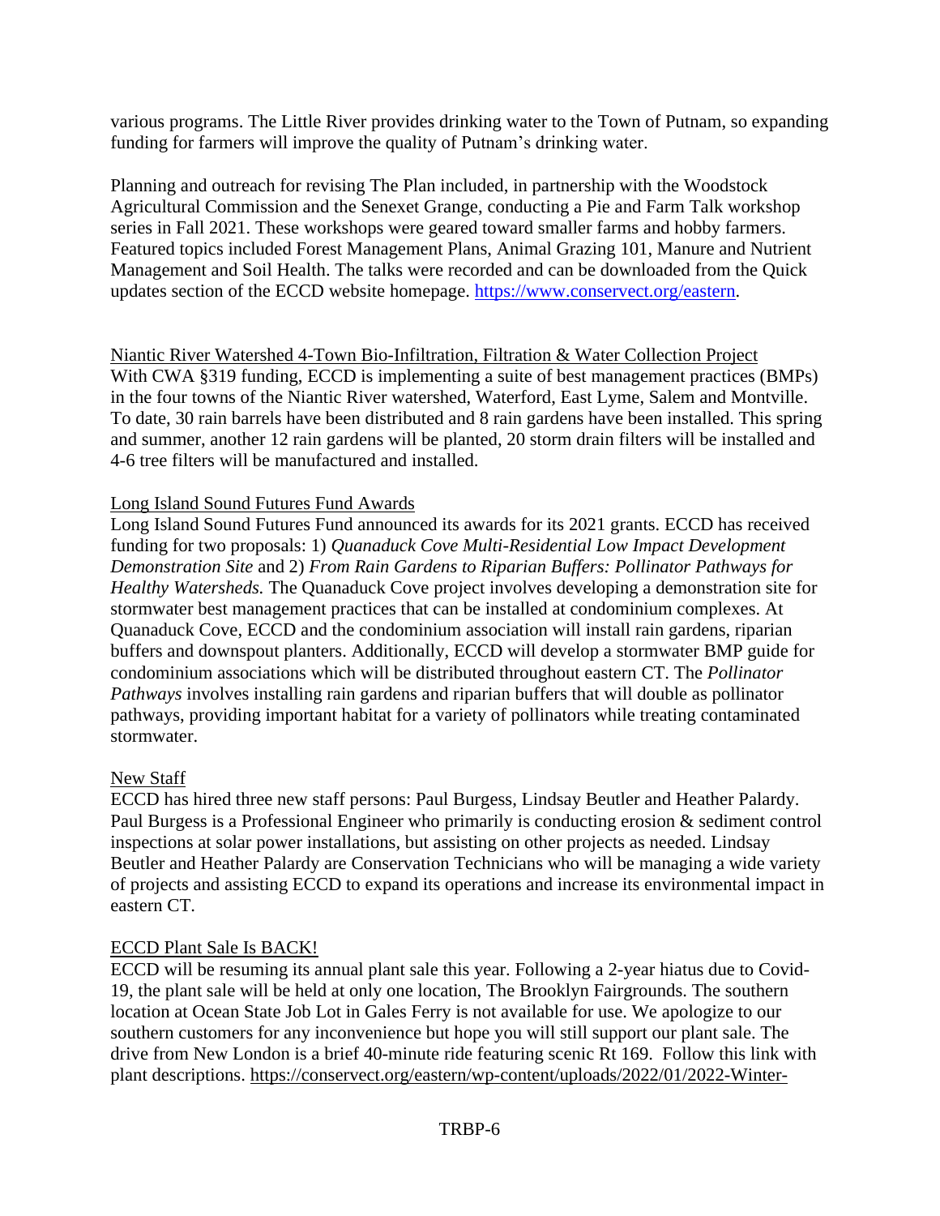various programs. The Little River provides drinking water to the Town of Putnam, so expanding funding for farmers will improve the quality of Putnam's drinking water.

Planning and outreach for revising The Plan included, in partnership with the Woodstock Agricultural Commission and the Senexet Grange, conducting a Pie and Farm Talk workshop series in Fall 2021. These workshops were geared toward smaller farms and hobby farmers. Featured topics included Forest Management Plans, Animal Grazing 101, Manure and Nutrient Management and Soil Health. The talks were recorded and can be downloaded from the Quick updates section of the ECCD website homepage. https://www.conservect.org/eastern.

Niantic River Watershed 4-Town Bio-Infiltration, Filtration & Water Collection Project

With CWA §319 funding, ECCD is implementing a suite of best management practices (BMPs) in the four towns of the Niantic River watershed, Waterford, East Lyme, Salem and Montville. To date, 30 rain barrels have been distributed and 8 rain gardens have been installed. This spring and summer, another 12 rain gardens will be planted, 20 storm drain filters will be installed and 4-6 tree filters will be manufactured and installed.

Long Island Sound Futures Fund Awards

Long Island Sound Futures Fund announced its awards for its 2021 grants. ECCD has received funding for two proposals: 1) *Quanaduck Cove Multi-Residential Low Impact Development Demonstration Site* and 2) *From Rain Gardens to Riparian Buffers: Pollinator Pathways for Healthy Watersheds.* The Quanaduck Cove project involves developing a demonstration site for stormwater best management practices that can be installed at condominium complexes. At Quanaduck Cove, ECCD and the condominium association will install rain gardens, riparian buffers and downspout planters. Additionally, ECCD will develop a stormwater BMP guide for condominium associations which will be distributed throughout eastern CT. The *Pollinator Pathways* involves installing rain gardens and riparian buffers that will double as pollinator pathways, providing important habitat for a variety of pollinators while treating contaminated stormwater.

New Staff

ECCD has hired three new staff persons: Paul Burgess, Lindsay Beutler and Heather Palardy. Paul Burgess is a Professional Engineer who primarily is conducting erosion & sediment control inspections at solar power installations, but assisting on other projects as needed. Lindsay Beutler and Heather Palardy are Conservation Technicians who will be managing a wide variety of projects and assisting ECCD to expand its operations and increase its environmental impact in eastern CT.

ECCD Plant Sale Is BACK!

ECCD will be resuming its annual plant sale this year. Following a 2-year hiatus due to Covid-19, the plant sale will be held at only one location, The Brooklyn Fairgrounds. The southern location at Ocean State Job Lot in Gales Ferry is not available for use. We apologize to our southern customers for any inconvenience but hope you will still support our plant sale. The drive from New London is a brief 40-minute ride featuring scenic Rt 169. Follow this link with plant descriptions. https://conservect.org/eastern/wp-content/uploads/2022/01/2022-Winter-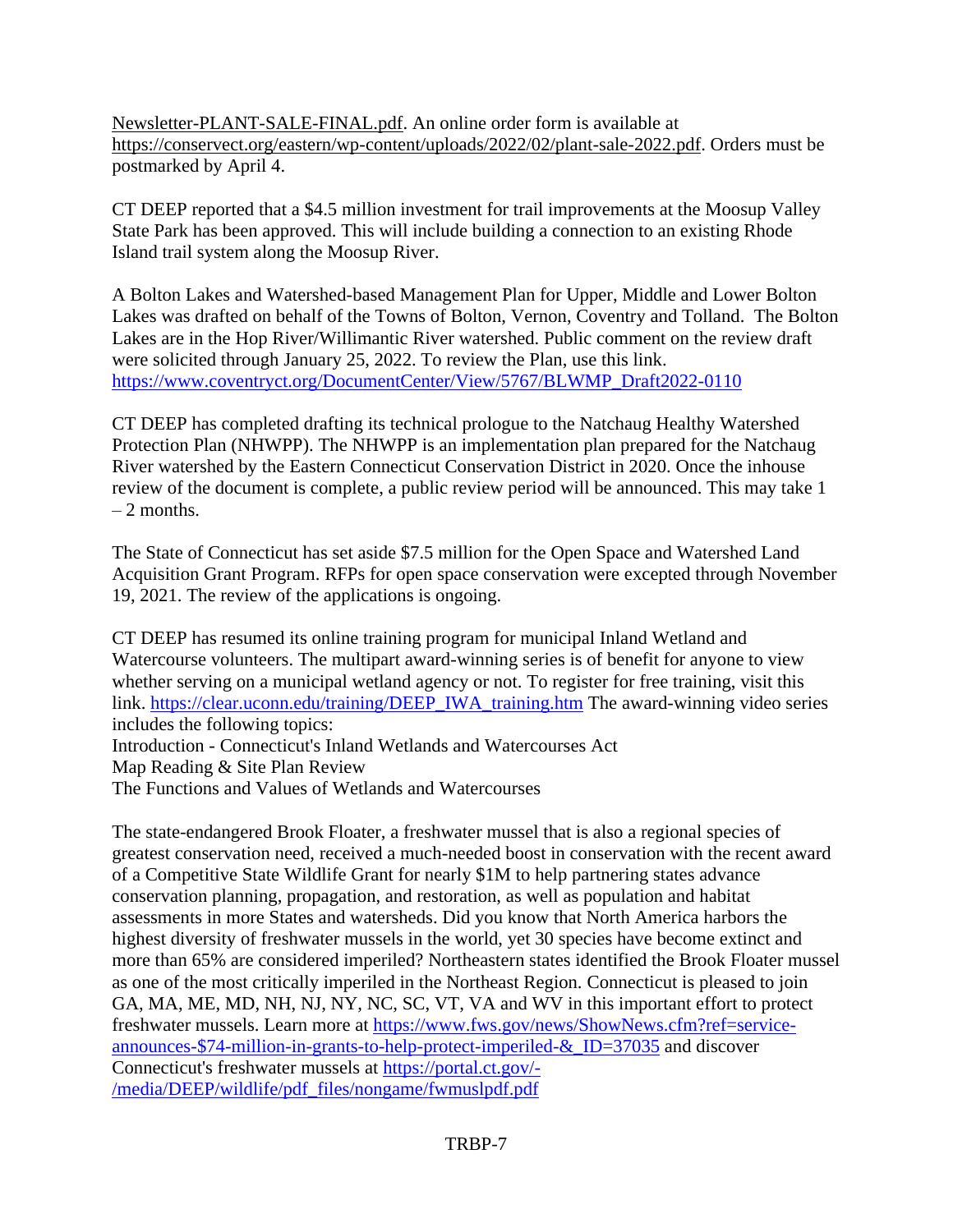Newsletter-PLANT-SALE-FINAL.pdf. An online order form is available at https://conservect.org/eastern/wp-content/uploads/2022/02/plant-sale-2022.pdf. Orders must be postmarked by April 4.

CT DEEP reported that a $4.5 million investment for trail improvements at the Moosup Valley State Park has been approved. This will include building a connection to an existing Rhode Island trail system along the Moosup River.

A Bolton Lakes and Watershed-based Management Plan for Upper, Middle and Lower Bolton Lakes was drafted on behalf of the Towns of Bolton, Vernon, Coventry and Tolland. The Bolton Lakes are in the Hop River/Willimantic River watershed. Public comment on the review draft were solicited through January 25, 2022. To review the Plan, use this link. https://www.coventryct.org/DocumentCenter/View/5767/BLWMP_Draft2022-0110

CT DEEP has completed drafting its technical prologue to the Natchaug Healthy Watershed Protection Plan (NHWPP). The NHWPP is an implementation plan prepared for the Natchaug River watershed by the Eastern Connecticut Conservation District in 2020. Once the inhouse review of the document is complete, a public review period will be announced. This may take 1 – 2 months.

The State of Connecticut has set aside $7.5 million for the Open Space and Watershed Land Acquisition Grant Program. RFPs for open space conservation were excepted through November 19, 2021. The review of the applications is ongoing.

CT DEEP has resumed its online training program for municipal Inland Wetland and Watercourse volunteers. The multipart award-winning series is of benefit for anyone to view whether serving on a municipal wetland agency or not. To register for free training, visit this link. https://clear.uconn.edu/training/DEEP_IWA_training.htm The award-winning video series includes the following topics:

Introduction - Connecticut's Inland Wetlands and Watercourses Act
Map Reading & Site Plan Review
The Functions and Values of Wetlands and Watercourses

The state-endangered Brook Floater, a freshwater mussel that is also a regional species of greatest conservation need, received a much-needed boost in conservation with the recent award of a Competitive State Wildlife Grant for nearly $1M to help partnering states advance conservation planning, propagation, and restoration, as well as population and habitat assessments in more States and watersheds. Did you know that North America harbors the highest diversity of freshwater mussels in the world, yet 30 species have become extinct and more than 65% are considered imperiled? Northeastern states identified the Brook Floater mussel as one of the most critically imperiled in the Northeast Region. Connecticut is pleased to join GA, MA, ME, MD, NH, NJ, NY, NC, SC, VT, VA and WV in this important effort to protect freshwater mussels. Learn more at https://www.fws.gov/news/ShowNews.cfm?ref=service-announces-$74-million-in-grants-to-help-protect-imperiled-&_ID=37035 and discover Connecticut's freshwater mussels at https://portal.ct.gov/-/media/DEEP/wildlife/pdf_files/nongame/fwmuslpdf.pdf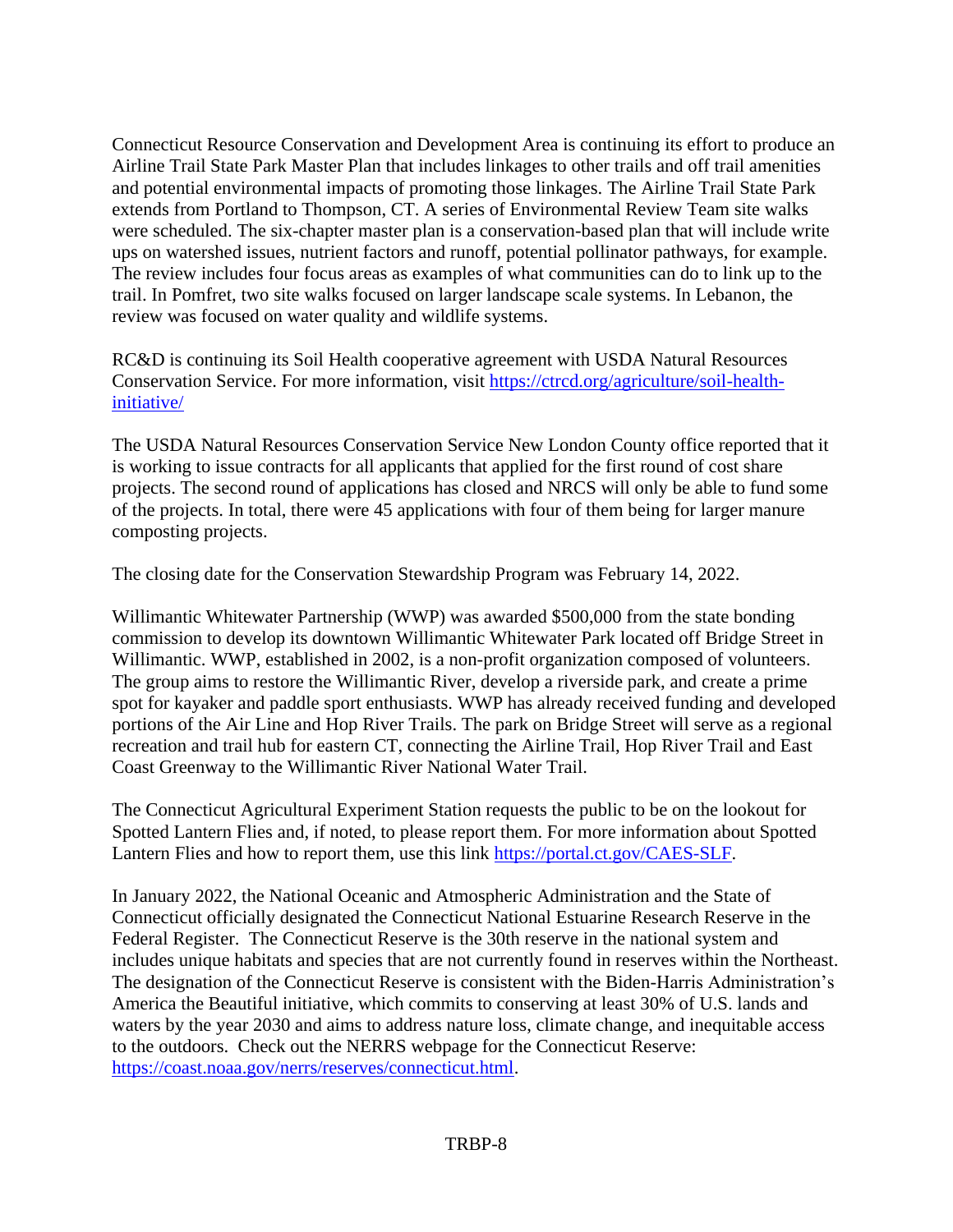Connecticut Resource Conservation and Development Area is continuing its effort to produce an Airline Trail State Park Master Plan that includes linkages to other trails and off trail amenities and potential environmental impacts of promoting those linkages. The Airline Trail State Park extends from Portland to Thompson, CT. A series of Environmental Review Team site walks were scheduled. The six-chapter master plan is a conservation-based plan that will include write ups on watershed issues, nutrient factors and runoff, potential pollinator pathways, for example. The review includes four focus areas as examples of what communities can do to link up to the trail. In Pomfret, two site walks focused on larger landscape scale systems. In Lebanon, the review was focused on water quality and wildlife systems.

RC&D is continuing its Soil Health cooperative agreement with USDA Natural Resources Conservation Service. For more information, visit https://ctrcd.org/agriculture/soil-health-initiative/

The USDA Natural Resources Conservation Service New London County office reported that it is working to issue contracts for all applicants that applied for the first round of cost share projects. The second round of applications has closed and NRCS will only be able to fund some of the projects. In total, there were 45 applications with four of them being for larger manure composting projects.

The closing date for the Conservation Stewardship Program was February 14, 2022.

Willimantic Whitewater Partnership (WWP) was awarded $500,000 from the state bonding commission to develop its downtown Willimantic Whitewater Park located off Bridge Street in Willimantic. WWP, established in 2002, is a non-profit organization composed of volunteers. The group aims to restore the Willimantic River, develop a riverside park, and create a prime spot for kayaker and paddle sport enthusiasts. WWP has already received funding and developed portions of the Air Line and Hop River Trails. The park on Bridge Street will serve as a regional recreation and trail hub for eastern CT, connecting the Airline Trail, Hop River Trail and East Coast Greenway to the Willimantic River National Water Trail.

The Connecticut Agricultural Experiment Station requests the public to be on the lookout for Spotted Lantern Flies and, if noted, to please report them. For more information about Spotted Lantern Flies and how to report them, use this link https://portal.ct.gov/CAES-SLF.

In January 2022, the National Oceanic and Atmospheric Administration and the State of Connecticut officially designated the Connecticut National Estuarine Research Reserve in the Federal Register. The Connecticut Reserve is the 30th reserve in the national system and includes unique habitats and species that are not currently found in reserves within the Northeast. The designation of the Connecticut Reserve is consistent with the Biden-Harris Administration's America the Beautiful initiative, which commits to conserving at least 30% of U.S. lands and waters by the year 2030 and aims to address nature loss, climate change, and inequitable access to the outdoors. Check out the NERRS webpage for the Connecticut Reserve: https://coast.noaa.gov/nerrs/reserves/connecticut.html.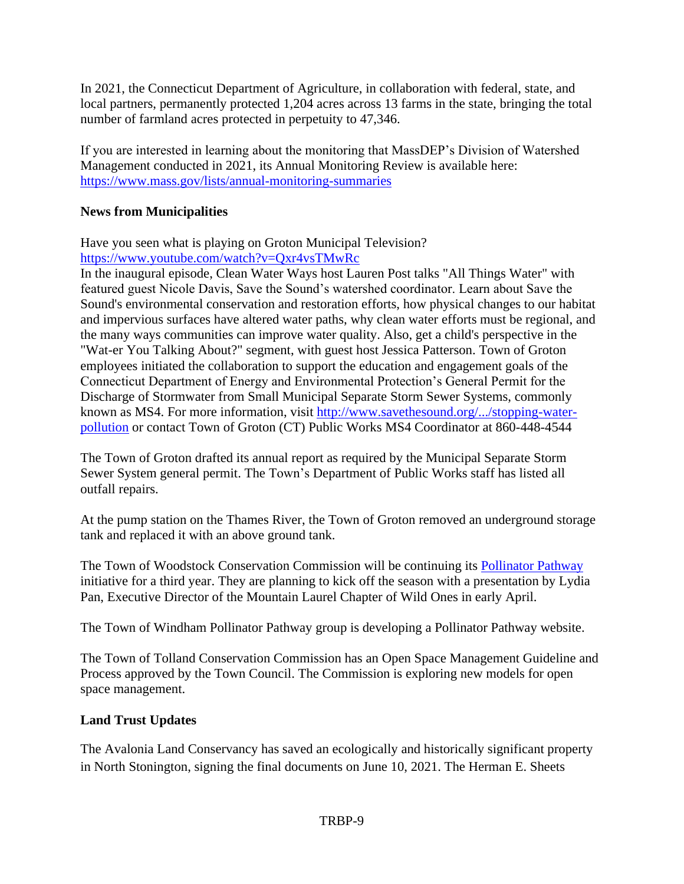In 2021, the Connecticut Department of Agriculture, in collaboration with federal, state, and local partners, permanently protected 1,204 acres across 13 farms in the state, bringing the total number of farmland acres protected in perpetuity to 47,346.

If you are interested in learning about the monitoring that MassDEP's Division of Watershed Management conducted in 2021, its Annual Monitoring Review is available here: [https://www.mass.gov/lists/annual-monitoring-summaries](https://www.mass.gov/lists/annual-monitoring-summaries)

**News from Municipalities**

Have you seen what is playing on Groton Municipal Television?
[https://www.youtube.com/watch?v=Qxr4vsTMwRc](https://www.youtube.com/watch?v=Qxr4vsTMwRc)
In the inaugural episode, Clean Water Ways host Lauren Post talks "All Things Water" with featured guest Nicole Davis, Save the Sound's watershed coordinator. Learn about Save the Sound's environmental conservation and restoration efforts, how physical changes to our habitat and impervious surfaces have altered water paths, why clean water efforts must be regional, and the many ways communities can improve water quality. Also, get a child's perspective in the "Wat-er You Talking About?" segment, with guest host Jessica Patterson. Town of Groton employees initiated the collaboration to support the education and engagement goals of the Connecticut Department of Energy and Environmental Protection's General Permit for the Discharge of Stormwater from Small Municipal Separate Storm Sewer Systems, commonly known as MS4. For more information, visit [http://www.savethesound.org/.../stopping-water-pollution](http://www.savethesound.org/.../stopping-water-pollution) or contact Town of Groton (CT) Public Works MS4 Coordinator at 860-448-4544

The Town of Groton drafted its annual report as required by the Municipal Separate Storm Sewer System general permit. The Town's Department of Public Works staff has listed all outfall repairs.

At the pump station on the Thames River, the Town of Groton removed an underground storage tank and replaced it with an above ground tank.

The Town of Woodstock Conservation Commission will be continuing its [Pollinator Pathway]() initiative for a third year. They are planning to kick off the season with a presentation by Lydia Pan, Executive Director of the Mountain Laurel Chapter of Wild Ones in early April.

The Town of Windham Pollinator Pathway group is developing a Pollinator Pathway website.

The Town of Tolland Conservation Commission has an Open Space Management Guideline and Process approved by the Town Council. The Commission is exploring new models for open space management.

**Land Trust Updates**

The Avalonia Land Conservancy has saved an ecologically and historically significant property in North Stonington, signing the final documents on June 10, 2021. The Herman E. Sheets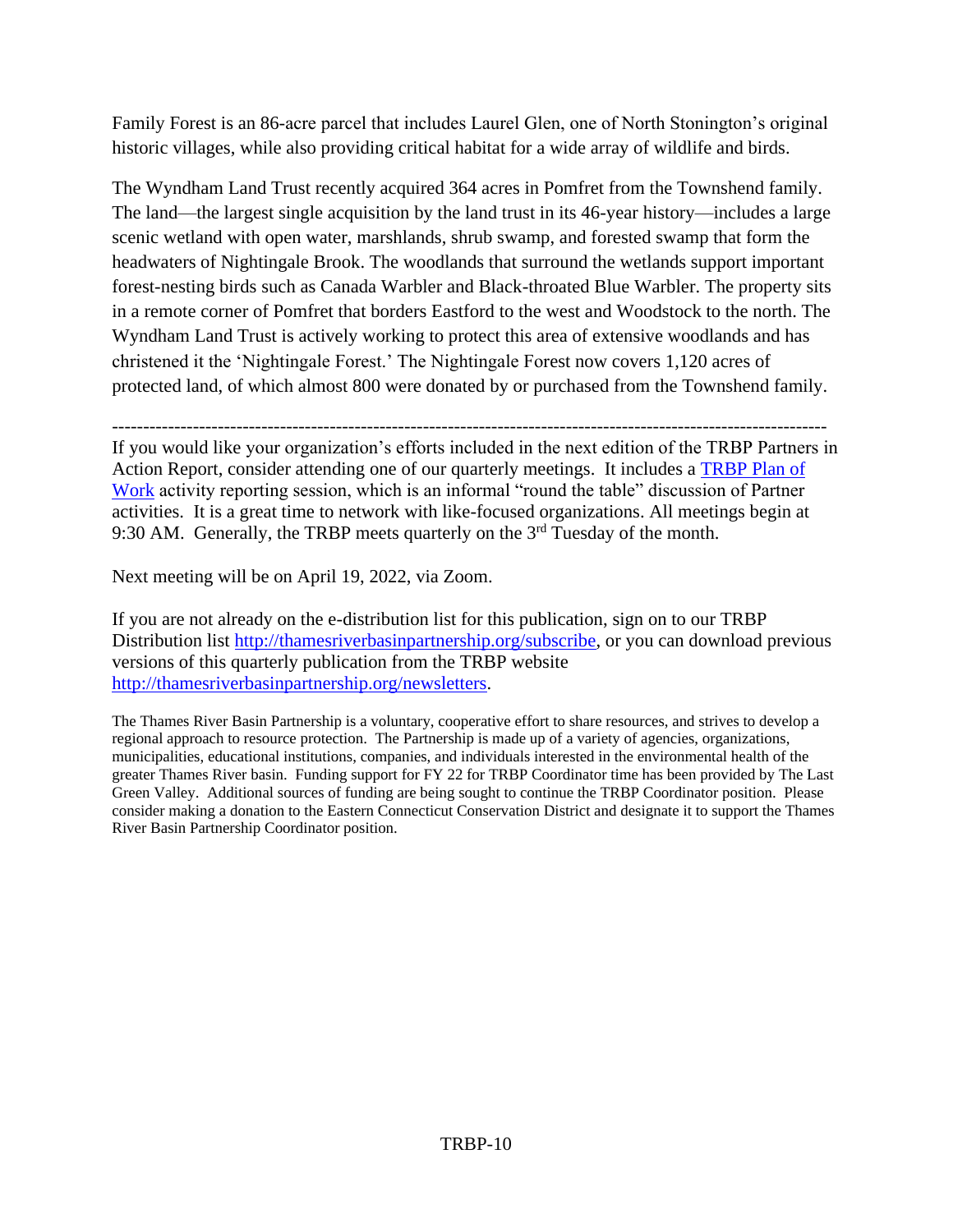Family Forest is an 86-acre parcel that includes Laurel Glen, one of North Stonington's original historic villages, while also providing critical habitat for a wide array of wildlife and birds.

The Wyndham Land Trust recently acquired 364 acres in Pomfret from the Townshend family. The land—the largest single acquisition by the land trust in its 46-year history—includes a large scenic wetland with open water, marshlands, shrub swamp, and forested swamp that form the headwaters of Nightingale Brook. The woodlands that surround the wetlands support important forest-nesting birds such as Canada Warbler and Black-throated Blue Warbler. The property sits in a remote corner of Pomfret that borders Eastford to the west and Woodstock to the north. The Wyndham Land Trust is actively working to protect this area of extensive woodlands and has christened it the 'Nightingale Forest.' The Nightingale Forest now covers 1,120 acres of protected land, of which almost 800 were donated by or purchased from the Townshend family.

---

If you would like your organization's efforts included in the next edition of the TRBP Partners in Action Report, consider attending one of our quarterly meetings. It includes a [TRBP Plan of Work](#) activity reporting session, which is an informal "round the table" discussion of Partner activities. It is a great time to network with like-focused organizations. All meetings begin at 9:30 AM. Generally, the TRBP meets quarterly on the 3rd Tuesday of the month.

Next meeting will be on April 19, 2022, via Zoom.

If you are not already on the e-distribution list for this publication, sign on to our TRBP Distribution list http://thamesriverbasinpartnership.org/subscribe, or you can download previous versions of this quarterly publication from the TRBP website http://thamesriverbasinpartnership.org/newsletters.

The Thames River Basin Partnership is a voluntary, cooperative effort to share resources, and strives to develop a regional approach to resource protection. The Partnership is made up of a variety of agencies, organizations, municipalities, educational institutions, companies, and individuals interested in the environmental health of the greater Thames River basin. Funding support for FY 22 for TRBP Coordinator time has been provided by The Last Green Valley. Additional sources of funding are being sought to continue the TRBP Coordinator position. Please consider making a donation to the Eastern Connecticut Conservation District and designate it to support the Thames River Basin Partnership Coordinator position.